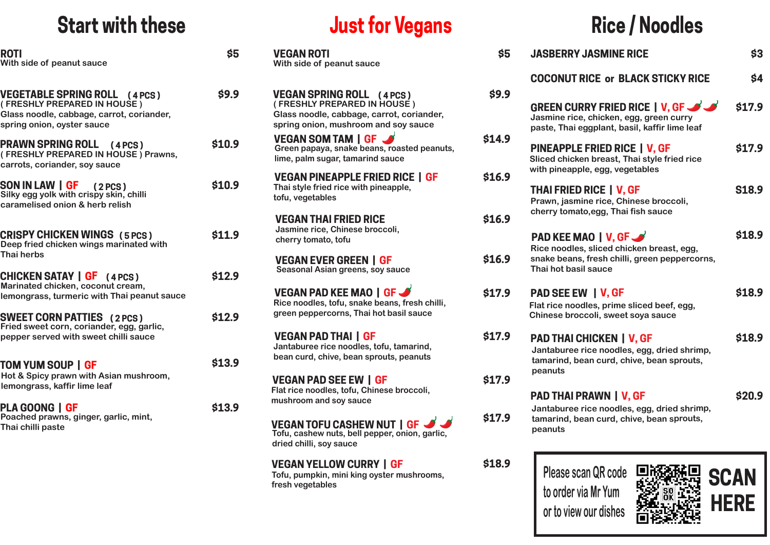## Start with these

**ROTI** — $5
With side of peanut sauce

**VEGETABLE SPRING ROLL** ( 4 PCS ) — $9.9
( FRESHLY PREPARED IN HOUSE )
Glass noodle, cabbage, carrot, coriander, spring onion, oyster sauce

**PRAWN SPRING ROLL** ( 4 PCS ) — $10.9
( FRESHLY PREPARED IN HOUSE ) Prawns, carrots, coriander, soy sauce

**SON IN LAW | GF** ( 2 PCS ) — $10.9
Silky egg yolk with crispy skin, chilli caramelised onion & herb relish

**CRISPY CHICKEN WINGS** ( 5 PCS ) — $11.9
Deep fried chicken wings marinated with Thai herbs

**CHICKEN SATAY | GF** ( 4 PCS ) — $12.9
Marinated chicken, coconut cream, lemongrass, turmeric with Thai peanut sauce

**SWEET CORN PATTIES** ( 2 PCS ) — $12.9
Fried sweet corn, coriander, egg, garlic, pepper served with sweet chilli sauce

**TOM YUM SOUP | GF** — $13.9
Hot & Spicy prawn with Asian mushroom, lemongrass, kaffir lime leaf

**PLA GOONG | GF** — $13.9
Poached prawns, ginger, garlic, mint, Thai chilli paste

## Just for Vegans

**VEGAN ROTI** — $5
With side of peanut sauce

**VEGAN SPRING ROLL** ( 4 PCS ) — $9.9
( FRESHLY PREPARED IN HOUSE )
Glass noodle, cabbage, carrot, coriander, spring onion, mushroom and soy sauce

**VEGAN SOM TAM | GF** 🌶 — $14.9
Green papaya, snake beans, roasted peanuts, lime, palm sugar, tamarind sauce

**VEGAN PINEAPPLE FRIED RICE | GF** — $16.9
Thai style fried rice with pineapple, tofu, vegetables

**VEGAN THAI FRIED RICE** — $16.9
Jasmine rice, Chinese broccoli, cherry tomato, tofu

**VEGAN EVER GREEN | GF** — $16.9
Seasonal Asian greens, soy sauce

**VEGAN PAD KEE MAO | GF** 🌶 — $17.9
Rice noodles, tofu, snake beans, fresh chilli, green peppercorns, Thai hot basil sauce

**VEGAN PAD THAI | GF** — $17.9
Jantaburee rice noodles, tofu, tamarind, bean curd, chive, bean sprouts, peanuts

**VEGAN PAD SEE EW | GF** — $17.9
Flat rice noodles, tofu, Chinese broccoli, mushroom and soy sauce

**VEGAN TOFU CASHEW NUT | GF** 🌶🌶 — $17.9
Tofu, cashew nuts, bell pepper, onion, garlic, dried chilli, soy sauce

**VEGAN YELLOW CURRY | GF** — $18.9
Tofu, pumpkin, mini king oyster mushrooms, fresh vegetables

## Rice / Noodles

**JASBERRY JASMINE RICE** — $3

**COCONUT RICE or BLACK STICKY RICE** — $4

**GREEN CURRY FRIED RICE | V, GF** 🌶🌶 — $17.9
Jasmine rice, chicken, egg, green curry paste, Thai eggplant, basil, kaffir lime leaf

**PINEAPPLE FRIED RICE | V, GF** — $17.9
Sliced chicken breast, Thai style fried rice with pineapple, egg, vegetables

**THAI FRIED RICE | V, GF** — S18.9
Prawn, jasmine rice, Chinese broccoli, cherry tomato,egg, Thai fish sauce

**PAD KEE MAO | V, GF** 🌶 — $18.9
Rice noodles, sliced chicken breast, egg, snake beans, fresh chilli, green peppercorns, Thai hot basil sauce

**PAD SEE EW | V, GF** — $18.9
Flat rice noodles, prime sliced beef, egg, Chinese broccoli, sweet soya sauce

**PAD THAI CHICKEN | V, GF** — $18.9
Jantaburee rice noodles, egg, dried shrimp, tamarind, bean curd, chive, bean sprouts, peanuts

**PAD THAI PRAWN | V, GF** — $20.9
Jantaburee rice noodles, egg, dried shrimp, tamarind, bean curd, chive, bean sprouts, peanuts

Please scan QR code to order via Mr Yum or to view our dishes

**SCAN HERE**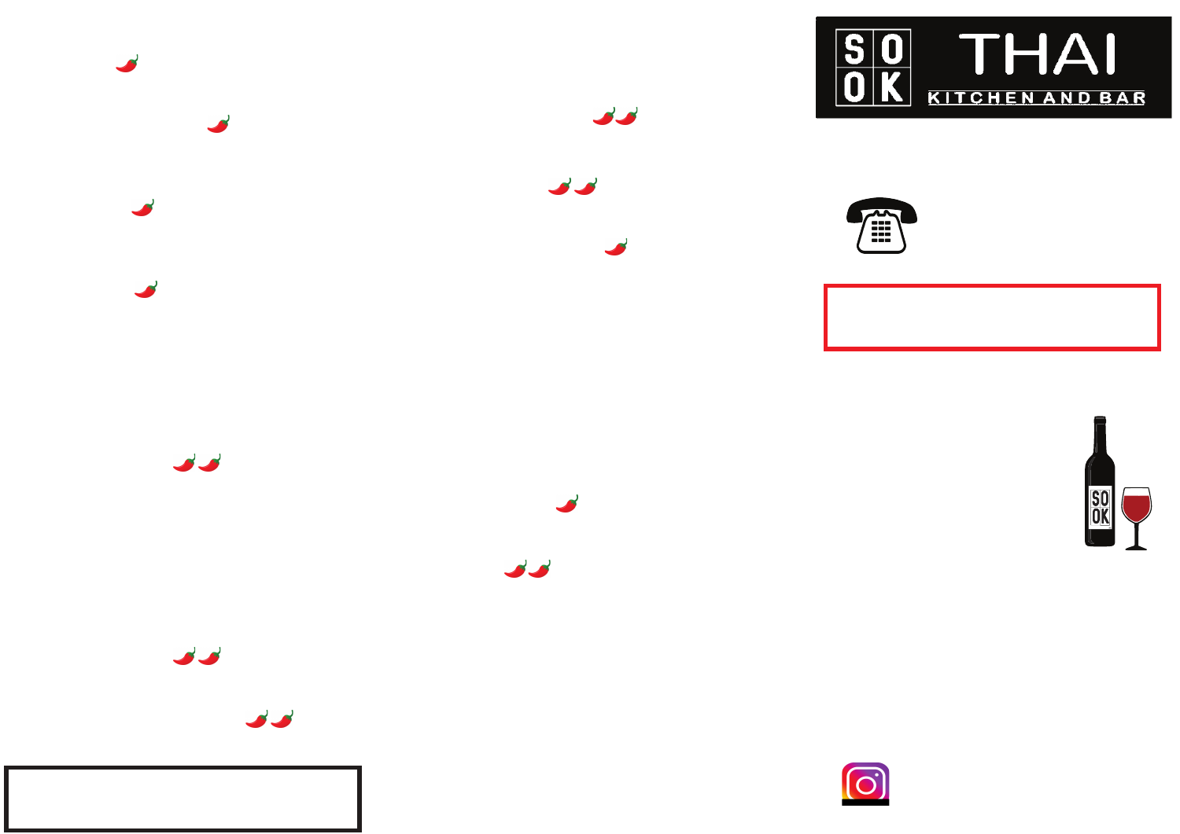# SOOK THAI

KITCHEN AND BAR